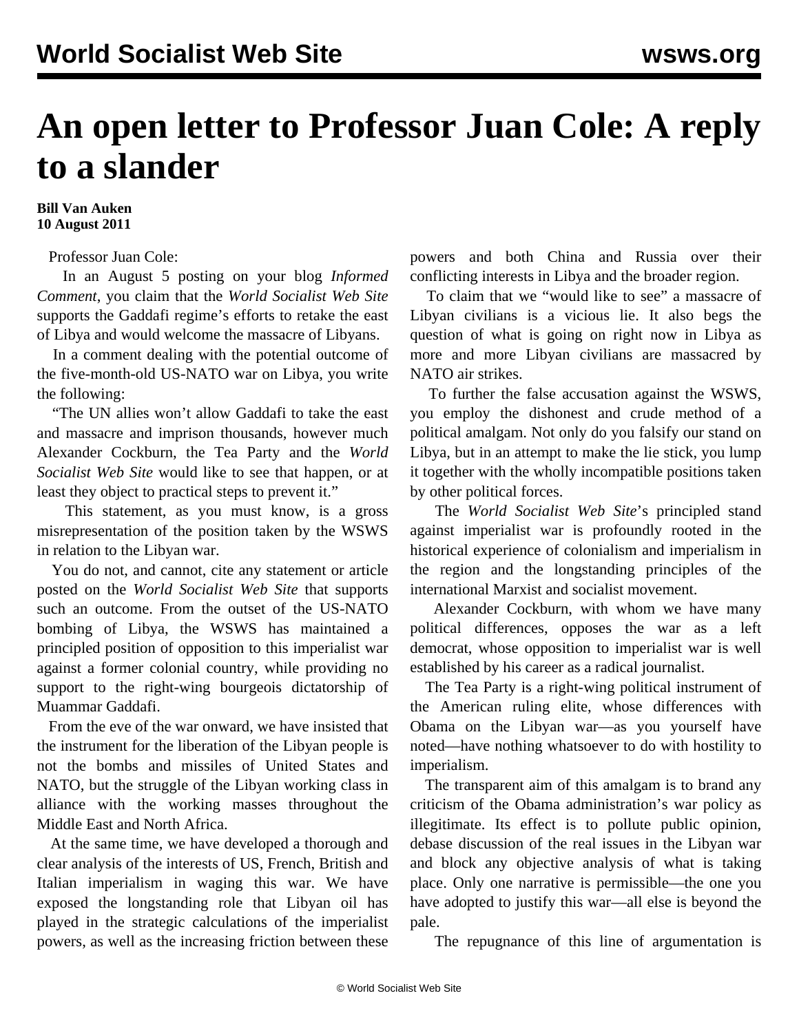# An open letter to Professor Juan Cole: A reply to a slander

**Bill Van Auken**
**10 August 2011**

Professor Juan Cole:

In an August 5 posting on your blog *Informed Comment*, you claim that the *World Socialist Web Site* supports the Gaddafi regime's efforts to retake the east of Libya and would welcome the massacre of Libyans.

In a comment dealing with the potential outcome of the five-month-old US-NATO war on Libya, you write the following:

"The UN allies won't allow Gaddafi to take the east and massacre and imprison thousands, however much Alexander Cockburn, the Tea Party and the *World Socialist Web Site* would like to see that happen, or at least they object to practical steps to prevent it."

This statement, as you must know, is a gross misrepresentation of the position taken by the WSWS in relation to the Libyan war.

You do not, and cannot, cite any statement or article posted on the *World Socialist Web Site* that supports such an outcome. From the outset of the US-NATO bombing of Libya, the WSWS has maintained a principled position of opposition to this imperialist war against a former colonial country, while providing no support to the right-wing bourgeois dictatorship of Muammar Gaddafi.

From the eve of the war onward, we have insisted that the instrument for the liberation of the Libyan people is not the bombs and missiles of United States and NATO, but the struggle of the Libyan working class in alliance with the working masses throughout the Middle East and North Africa.

At the same time, we have developed a thorough and clear analysis of the interests of US, French, British and Italian imperialism in waging this war. We have exposed the longstanding role that Libyan oil has played in the strategic calculations of the imperialist powers, as well as the increasing friction between these powers and both China and Russia over their conflicting interests in Libya and the broader region.

To claim that we "would like to see" a massacre of Libyan civilians is a vicious lie. It also begs the question of what is going on right now in Libya as more and more Libyan civilians are massacred by NATO air strikes.

To further the false accusation against the WSWS, you employ the dishonest and crude method of a political amalgam. Not only do you falsify our stand on Libya, but in an attempt to make the lie stick, you lump it together with the wholly incompatible positions taken by other political forces.

The *World Socialist Web Site*'s principled stand against imperialist war is profoundly rooted in the historical experience of colonialism and imperialism in the region and the longstanding principles of the international Marxist and socialist movement.

Alexander Cockburn, with whom we have many political differences, opposes the war as a left democrat, whose opposition to imperialist war is well established by his career as a radical journalist.

The Tea Party is a right-wing political instrument of the American ruling elite, whose differences with Obama on the Libyan war—as you yourself have noted—have nothing whatsoever to do with hostility to imperialism.

The transparent aim of this amalgam is to brand any criticism of the Obama administration's war policy as illegitimate. Its effect is to pollute public opinion, debase discussion of the real issues in the Libyan war and block any objective analysis of what is taking place. Only one narrative is permissible—the one you have adopted to justify this war—all else is beyond the pale.

The repugnance of this line of argumentation is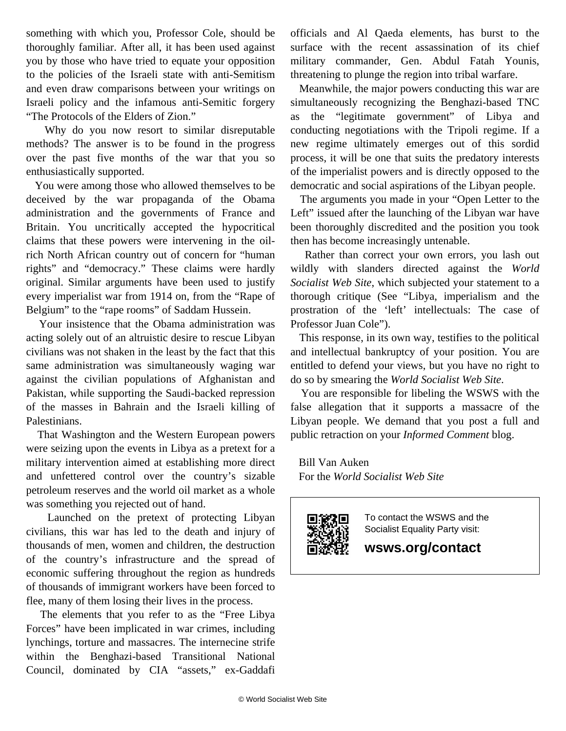something with which you, Professor Cole, should be thoroughly familiar. After all, it has been used against you by those who have tried to equate your opposition to the policies of the Israeli state with anti-Semitism and even draw comparisons between your writings on Israeli policy and the infamous anti-Semitic forgery "The Protocols of the Elders of Zion."

Why do you now resort to similar disreputable methods? The answer is to be found in the progress over the past five months of the war that you so enthusiastically supported.

You were among those who allowed themselves to be deceived by the war propaganda of the Obama administration and the governments of France and Britain. You uncritically accepted the hypocritical claims that these powers were intervening in the oil-rich North African country out of concern for "human rights" and "democracy." These claims were hardly original. Similar arguments have been used to justify every imperialist war from 1914 on, from the "Rape of Belgium" to the "rape rooms" of Saddam Hussein.

Your insistence that the Obama administration was acting solely out of an altruistic desire to rescue Libyan civilians was not shaken in the least by the fact that this same administration was simultaneously waging war against the civilian populations of Afghanistan and Pakistan, while supporting the Saudi-backed repression of the masses in Bahrain and the Israeli killing of Palestinians.

That Washington and the Western European powers were seizing upon the events in Libya as a pretext for a military intervention aimed at establishing more direct and unfettered control over the country's sizable petroleum reserves and the world oil market as a whole was something you rejected out of hand.

Launched on the pretext of protecting Libyan civilians, this war has led to the death and injury of thousands of men, women and children, the destruction of the country's infrastructure and the spread of economic suffering throughout the region as hundreds of thousands of immigrant workers have been forced to flee, many of them losing their lives in the process.

The elements that you refer to as the "Free Libya Forces" have been implicated in war crimes, including lynchings, torture and massacres. The internecine strife within the Benghazi-based Transitional National Council, dominated by CIA "assets," ex-Gaddafi officials and Al Qaeda elements, has burst to the surface with the recent assassination of its chief military commander, Gen. Abdul Fatah Younis, threatening to plunge the region into tribal warfare.

Meanwhile, the major powers conducting this war are simultaneously recognizing the Benghazi-based TNC as the "legitimate government" of Libya and conducting negotiations with the Tripoli regime. If a new regime ultimately emerges out of this sordid process, it will be one that suits the predatory interests of the imperialist powers and is directly opposed to the democratic and social aspirations of the Libyan people.

The arguments you made in your "Open Letter to the Left" issued after the launching of the Libyan war have been thoroughly discredited and the position you took then has become increasingly untenable.

Rather than correct your own errors, you lash out wildly with slanders directed against the *World Socialist Web Site*, which subjected your statement to a thorough critique (See "Libya, imperialism and the prostration of the 'left' intellectuals: The case of Professor Juan Cole").

This response, in its own way, testifies to the political and intellectual bankruptcy of your position. You are entitled to defend your views, but you have no right to do so by smearing the *World Socialist Web Site*.

You are responsible for libeling the WSWS with the false allegation that it supports a massacre of the Libyan people. We demand that you post a full and public retraction on your *Informed Comment* blog.

Bill Van Auken
For the *World Socialist Web Site*

To contact the WSWS and the Socialist Equality Party visit:

**wsws.org/contact**